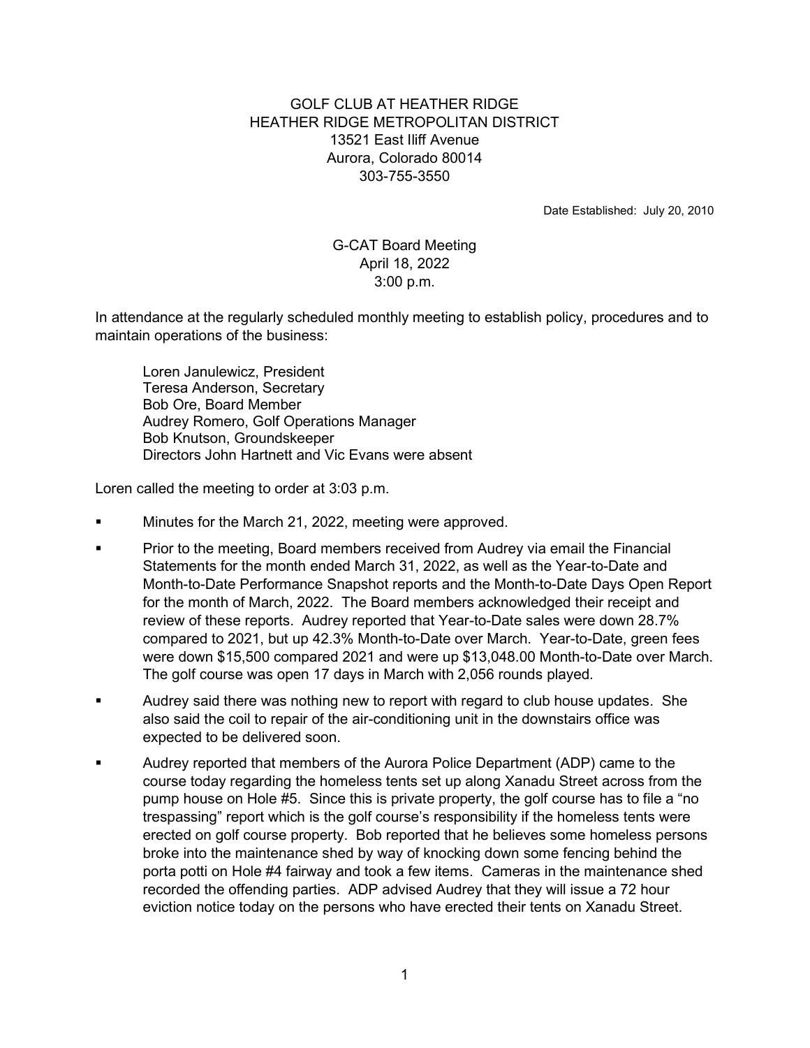GOLF CLUB AT HEATHER RIDGE
HEATHER RIDGE METROPOLITAN DISTRICT
13521 East Iliff Avenue
Aurora, Colorado 80014
303-755-3550

Date Established: July 20, 2010

G-CAT Board Meeting
April 18, 2022
3:00 p.m.

In attendance at the regularly scheduled monthly meeting to establish policy, procedures and to maintain operations of the business:

Loren Janulewicz, President
Teresa Anderson, Secretary
Bob Ore, Board Member
Audrey Romero, Golf Operations Manager
Bob Knutson, Groundskeeper
Directors John Hartnett and Vic Evans were absent

Loren called the meeting to order at 3:03 p.m.

- Minutes for the March 21, 2022, meeting were approved.
- Prior to the meeting, Board members received from Audrey via email the Financial Statements for the month ended March 31, 2022, as well as the Year-to-Date and Month-to-Date Performance Snapshot reports and the Month-to-Date Days Open Report for the month of March, 2022. The Board members acknowledged their receipt and review of these reports. Audrey reported that Year-to-Date sales were down 28.7% compared to 2021, but up 42.3% Month-to-Date over March. Year-to-Date, green fees were down $15,500 compared 2021 and were up $13,048.00 Month-to-Date over March. The golf course was open 17 days in March with 2,056 rounds played.
- Audrey said there was nothing new to report with regard to club house updates. She also said the coil to repair of the air-conditioning unit in the downstairs office was expected to be delivered soon.
- Audrey reported that members of the Aurora Police Department (ADP) came to the course today regarding the homeless tents set up along Xanadu Street across from the pump house on Hole #5. Since this is private property, the golf course has to file a "no trespassing" report which is the golf course's responsibility if the homeless tents were erected on golf course property. Bob reported that he believes some homeless persons broke into the maintenance shed by way of knocking down some fencing behind the porta potti on Hole #4 fairway and took a few items. Cameras in the maintenance shed recorded the offending parties. ADP advised Audrey that they will issue a 72 hour eviction notice today on the persons who have erected their tents on Xanadu Street.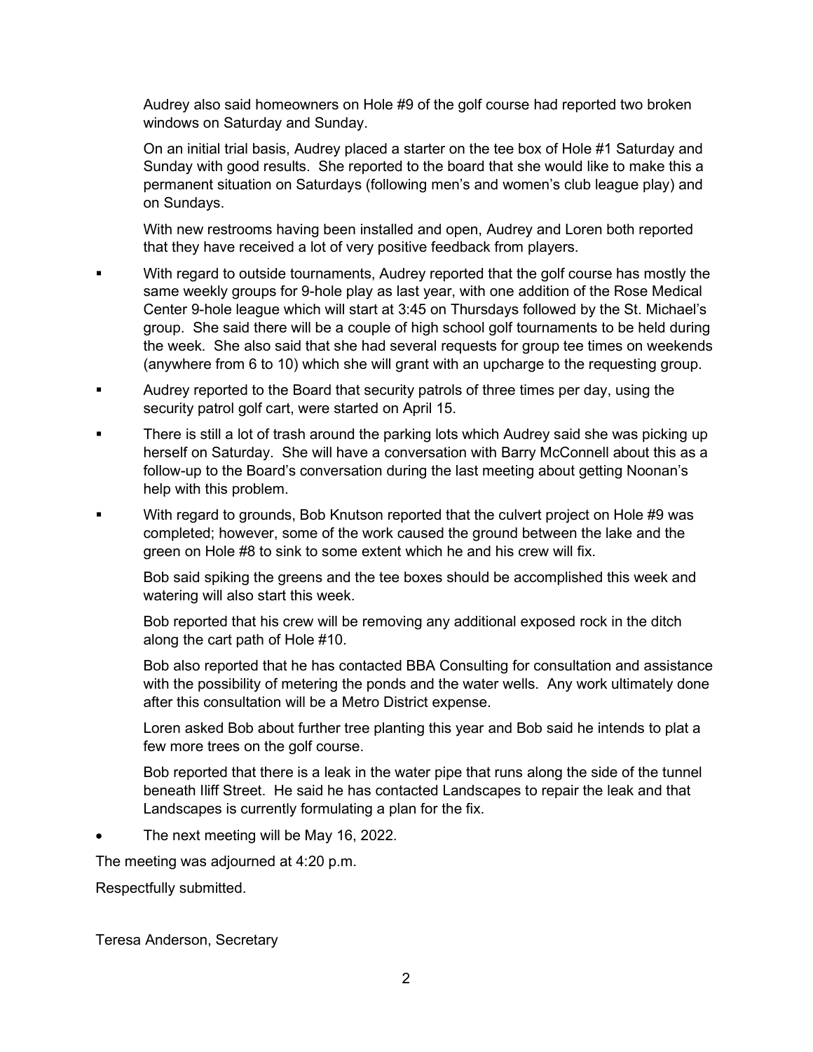Audrey also said homeowners on Hole #9 of the golf course had reported two broken windows on Saturday and Sunday.

On an initial trial basis, Audrey placed a starter on the tee box of Hole #1 Saturday and Sunday with good results. She reported to the board that she would like to make this a permanent situation on Saturdays (following men's and women's club league play) and on Sundays.

With new restrooms having been installed and open, Audrey and Loren both reported that they have received a lot of very positive feedback from players.

- With regard to outside tournaments, Audrey reported that the golf course has mostly the same weekly groups for 9-hole play as last year, with one addition of the Rose Medical Center 9-hole league which will start at 3:45 on Thursdays followed by the St. Michael's group. She said there will be a couple of high school golf tournaments to be held during the week. She also said that she had several requests for group tee times on weekends (anywhere from 6 to 10) which she will grant with an upcharge to the requesting group.
- Audrey reported to the Board that security patrols of three times per day, using the security patrol golf cart, were started on April 15.
- There is still a lot of trash around the parking lots which Audrey said she was picking up herself on Saturday. She will have a conversation with Barry McConnell about this as a follow-up to the Board's conversation during the last meeting about getting Noonan's help with this problem.
- With regard to grounds, Bob Knutson reported that the culvert project on Hole #9 was completed; however, some of the work caused the ground between the lake and the green on Hole #8 to sink to some extent which he and his crew will fix.

  Bob said spiking the greens and the tee boxes should be accomplished this week and watering will also start this week.

  Bob reported that his crew will be removing any additional exposed rock in the ditch along the cart path of Hole #10.

  Bob also reported that he has contacted BBA Consulting for consultation and assistance with the possibility of metering the ponds and the water wells. Any work ultimately done after this consultation will be a Metro District expense.

  Loren asked Bob about further tree planting this year and Bob said he intends to plat a few more trees on the golf course.

  Bob reported that there is a leak in the water pipe that runs along the side of the tunnel beneath Iliff Street. He said he has contacted Landscapes to repair the leak and that Landscapes is currently formulating a plan for the fix.

- The next meeting will be May 16, 2022.

The meeting was adjourned at 4:20 p.m.

Respectfully submitted.

Teresa Anderson, Secretary